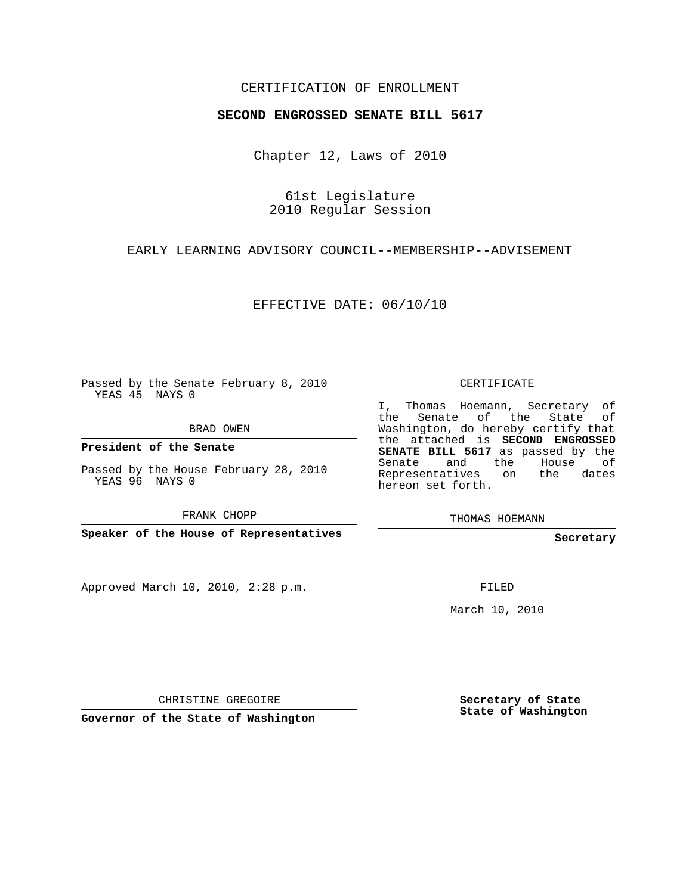CERTIFICATION OF ENROLLMENT

**SECOND ENGROSSED SENATE BILL 5617**

Chapter 12, Laws of 2010

61st Legislature
2010 Regular Session

EARLY LEARNING ADVISORY COUNCIL--MEMBERSHIP--ADVISEMENT

EFFECTIVE DATE: 06/10/10

Passed by the Senate February 8, 2010
YEAS 45 NAYS 0

BRAD OWEN

**President of the Senate**

Passed by the House February 28, 2010
YEAS 96 NAYS 0

FRANK CHOPP

**Speaker of the House of Representatives**

Approved March 10, 2010, 2:28 p.m.

CHRISTINE GREGOIRE

**Governor of the State of Washington**

CERTIFICATE

I, Thomas Hoemann, Secretary of the Senate of the State of Washington, do hereby certify that the attached is **SECOND ENGROSSED SENATE BILL 5617** as passed by the Senate and the House of Representatives on the dates hereon set forth.

THOMAS HOEMANN

**Secretary**

FILED

March 10, 2010

**Secretary of State**
**State of Washington**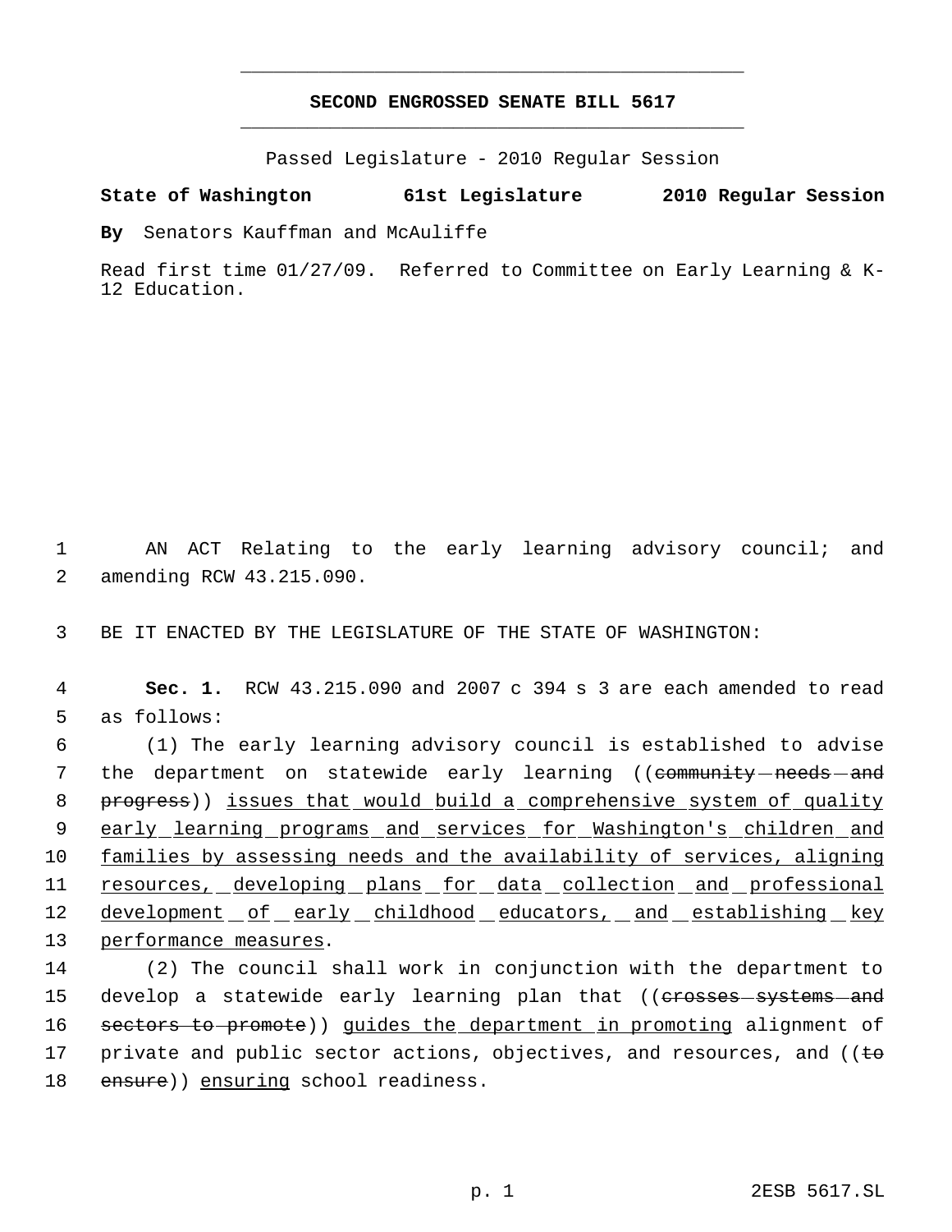# SECOND ENGROSSED SENATE BILL 5617

Passed Legislature - 2010 Regular Session

**State of Washington 61st Legislature 2010 Regular Session**

**By** Senators Kauffman and McAuliffe

Read first time 01/27/09. Referred to Committee on Early Learning & K-12 Education.

1 AN ACT Relating to the early learning advisory council; and
2 amending RCW 43.215.090.

3 BE IT ENACTED BY THE LEGISLATURE OF THE STATE OF WASHINGTON:

4 **Sec. 1.** RCW 43.215.090 and 2007 c 394 s 3 are each amended to read
5 as follows:

6 (1) The early learning advisory council is established to advise
7 the department on statewide early learning ((~~community needs and~~
8 ~~progress~~)) <u>issues that would build a comprehensive system of quality</u>
9 <u>early learning programs and services for Washington's children and</u>
10 <u>families by assessing needs and the availability of services, aligning</u>
11 <u>resources, developing plans for data collection and professional</u>
12 <u>development of early childhood educators, and establishing key</u>
13 <u>performance measures</u>.

14 (2) The council shall work in conjunction with the department to
15 develop a statewide early learning plan that ((~~crosses systems and~~
16 ~~sectors to promote~~)) <u>guides the department in promoting</u> alignment of
17 private and public sector actions, objectives, and resources, and ((~~to~~
18 ~~ensure~~)) <u>ensuring</u> school readiness.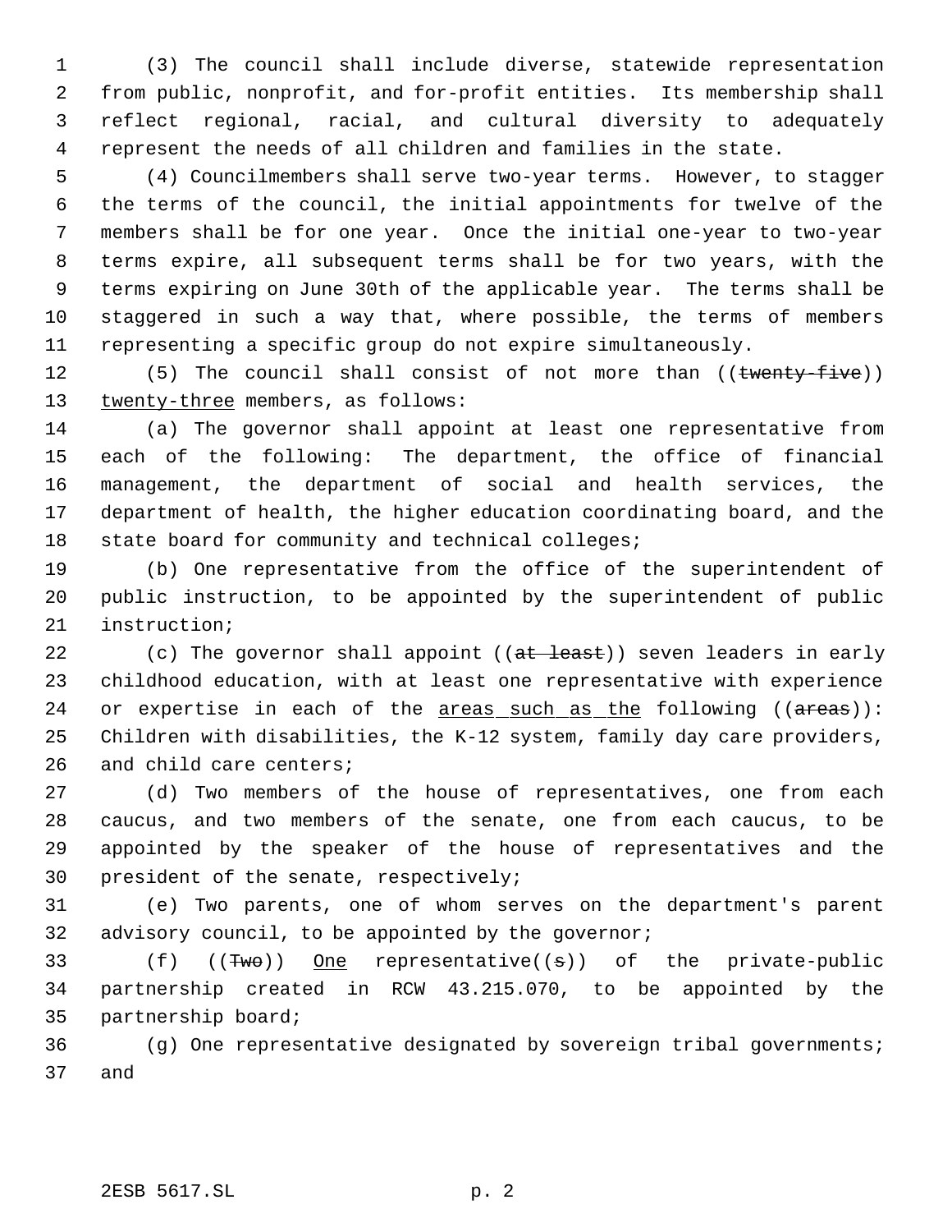(3) The council shall include diverse, statewide representation from public, nonprofit, and for-profit entities. Its membership shall reflect regional, racial, and cultural diversity to adequately represent the needs of all children and families in the state.

(4) Councilmembers shall serve two-year terms. However, to stagger the terms of the council, the initial appointments for twelve of the members shall be for one year. Once the initial one-year to two-year terms expire, all subsequent terms shall be for two years, with the terms expiring on June 30th of the applicable year. The terms shall be staggered in such a way that, where possible, the terms of members representing a specific group do not expire simultaneously.

(5) The council shall consist of not more than ((~~twenty-five~~)) <u>twenty-three</u> members, as follows:

(a) The governor shall appoint at least one representative from each of the following: The department, the office of financial management, the department of social and health services, the department of health, the higher education coordinating board, and the state board for community and technical colleges;

(b) One representative from the office of the superintendent of public instruction, to be appointed by the superintendent of public instruction;

(c) The governor shall appoint ((~~at least~~)) seven leaders in early childhood education, with at least one representative with experience or expertise in each of the <u>areas such as the</u> following ((~~areas~~)): Children with disabilities, the K-12 system, family day care providers, and child care centers;

(d) Two members of the house of representatives, one from each caucus, and two members of the senate, one from each caucus, to be appointed by the speaker of the house of representatives and the president of the senate, respectively;

(e) Two parents, one of whom serves on the department's parent advisory council, to be appointed by the governor;

(f) ((~~Two~~)) <u>One</u> representative((~~s~~)) of the private-public partnership created in RCW 43.215.070, to be appointed by the partnership board;

(g) One representative designated by sovereign tribal governments; and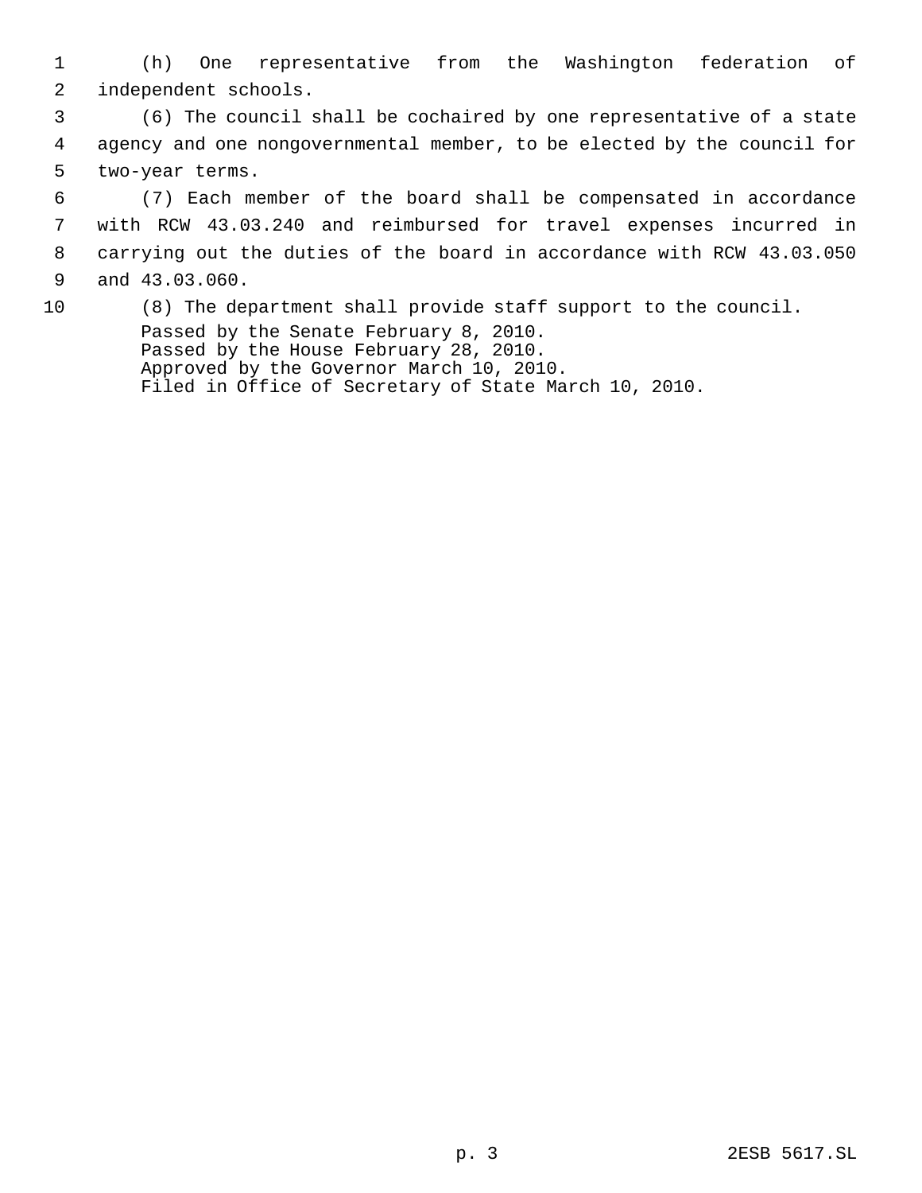(h) One representative from the Washington federation of independent schools.

(6) The council shall be cochaired by one representative of a state agency and one nongovernmental member, to be elected by the council for two-year terms.

(7) Each member of the board shall be compensated in accordance with RCW 43.03.240 and reimbursed for travel expenses incurred in carrying out the duties of the board in accordance with RCW 43.03.050 and 43.03.060.

(8) The department shall provide staff support to the council.

Passed by the Senate February 8, 2010.
Passed by the House February 28, 2010.
Approved by the Governor March 10, 2010.
Filed in Office of Secretary of State March 10, 2010.